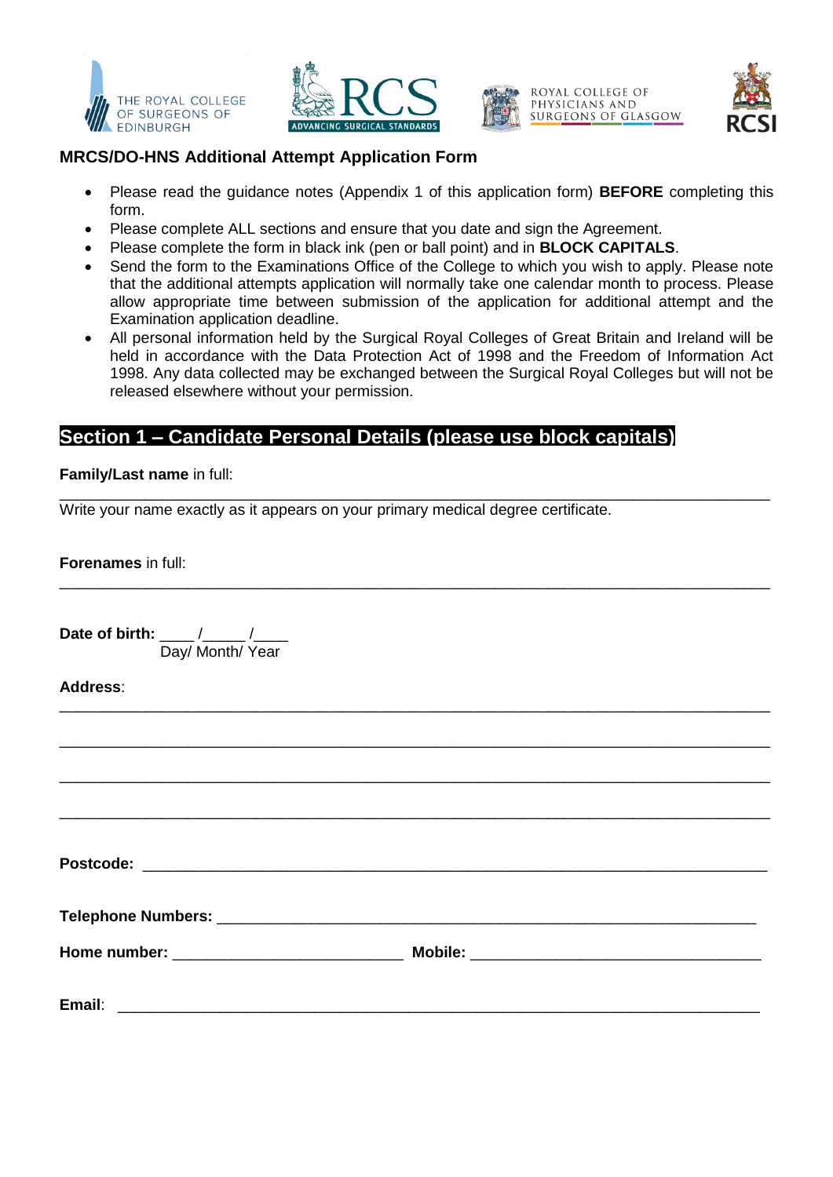THE ROYAL COLLEGE OF SURGEONS OF EDINBURGH

RCS ADVANCING SURGICAL STANDARDS

ROYAL COLLEGE OF PHYSICIANS AND SURGEONS OF GLASGOW

RCSI

## MRCS/DO-HNS Additional Attempt Application Form

- Please read the guidance notes (Appendix 1 of this application form) **BEFORE** completing this form.
- Please complete ALL sections and ensure that you date and sign the Agreement.
- Please complete the form in black ink (pen or ball point) and in **BLOCK CAPITALS**.
- Send the form to the Examinations Office of the College to which you wish to apply. Please note that the additional attempts application will normally take one calendar month to process. Please allow appropriate time between submission of the application for additional attempt and the Examination application deadline.
- All personal information held by the Surgical Royal Colleges of Great Britain and Ireland will be held in accordance with the Data Protection Act of 1998 and the Freedom of Information Act 1998. Any data collected may be exchanged between the Surgical Royal Colleges but will not be released elsewhere without your permission.

## Section 1 – Candidate Personal Details (please use block capitals)

**Family/Last name** in full:

_______________________________________________________________________________

Write your name exactly as it appears on your primary medical degree certificate.

**Forenames** in full:

_______________________________________________________________________________

**Date of birth:** ____ /_____ /____
Day/ Month/ Year

**Address**:

_______________________________________________________________________________

_______________________________________________________________________________

_______________________________________________________________________________

_______________________________________________________________________________

**Postcode:** ____________________________________________________________________

**Telephone Numbers:** ___________________________________________________________

**Home number:** ___________________________ **Mobile:** ___________________________________

**Email**: _________________________________________________________________________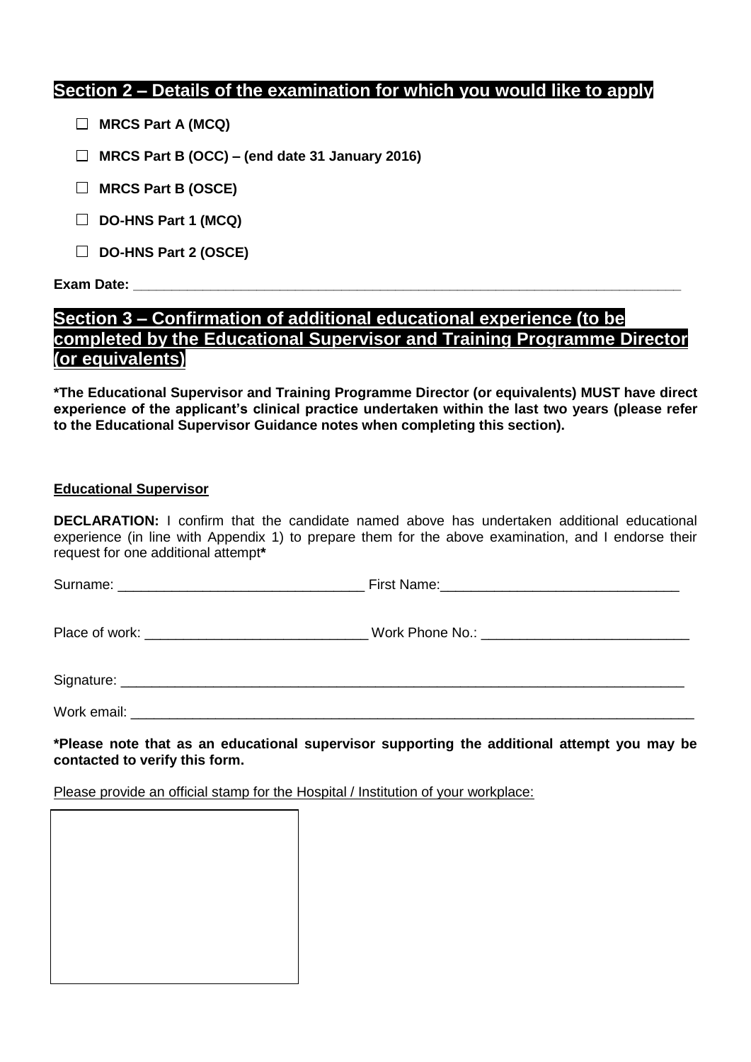## Section 2 – Details of the examination for which you would like to apply

- ☐ **MRCS Part A (MCQ)**
- ☐ **MRCS Part B (OCC) – (end date 31 January 2016)**
- ☐ **MRCS Part B (OSCE)**
- ☐ **DO-HNS Part 1 (MCQ)**
- ☐ **DO-HNS Part 2 (OSCE)**

**Exam Date:** ______________________________________________________________________

## Section 3 – Confirmation of additional educational experience (to be completed by the Educational Supervisor and Training Programme Director (or equivalents)

**\*The Educational Supervisor and Training Programme Director (or equivalents) MUST have direct experience of the applicant's clinical practice undertaken within the last two years (please refer to the Educational Supervisor Guidance notes when completing this section).**

**Educational Supervisor**

**DECLARATION:** I confirm that the candidate named above has undertaken additional educational experience (in line with Appendix 1) to prepare them for the above examination, and I endorse their request for one additional attempt**\***

Surname: ________________________________ First Name:_______________________________

Place of work: _____________________________ Work Phone No.: ___________________________

Signature: ____________________________________________________________________________

Work email: ___________________________________________________________________________

**\*Please note that as an educational supervisor supporting the additional attempt you may be contacted to verify this form.**

Please provide an official stamp for the Hospital / Institution of your workplace:

| |
|---|
| |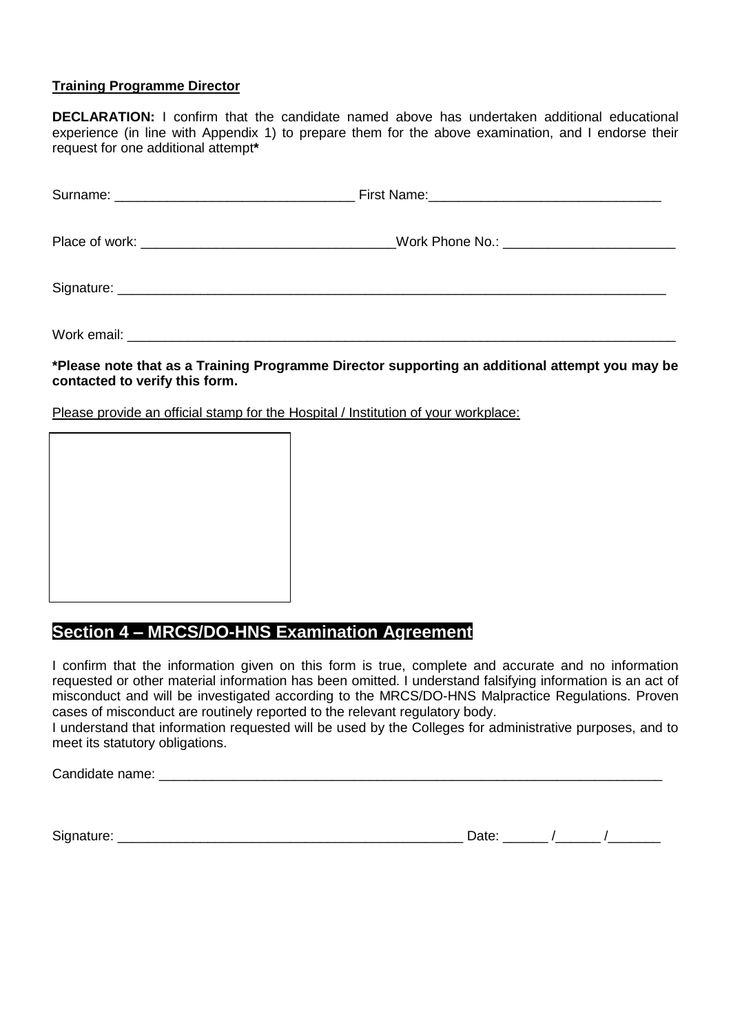**Training Programme Director**

**DECLARATION:** I confirm that the candidate named above has undertaken additional educational experience (in line with Appendix 1) to prepare them for the above examination, and I endorse their request for one additional attempt**\***

Surname: _______________________________ First Name:______________________________

Place of work: _________________________________Work Phone No.: _______________________

Signature: ___________________________________________________________________________

Work email: __________________________________________________________________________

**\*Please note that as a Training Programme Director supporting an additional attempt you may be contacted to verify this form.**

Please provide an official stamp for the Hospital / Institution of your workplace:

| |
|---|
| |

## Section 4 – MRCS/DO-HNS Examination Agreement

I confirm that the information given on this form is true, complete and accurate and no information requested or other material information has been omitted. I understand falsifying information is an act of misconduct and will be investigated according to the MRCS/DO-HNS Malpractice Regulations. Proven cases of misconduct are routinely reported to the relevant regulatory body.

I understand that information requested will be used by the Colleges for administrative purposes, and to meet its statutory obligations.

Candidate name: ______________________________________________________________________

Signature: ______________________________________________ Date: ______ /______ /_______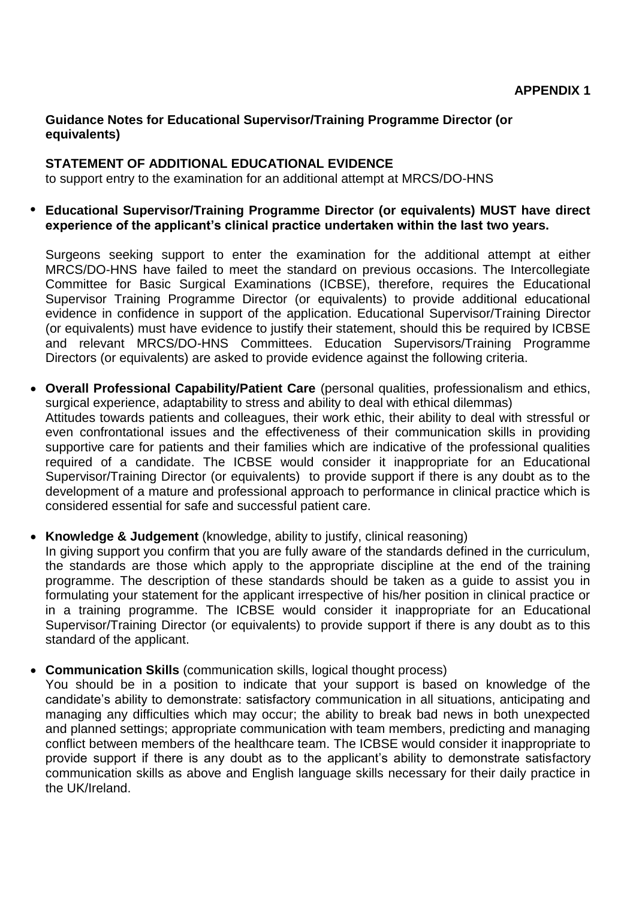**APPENDIX 1**

**Guidance Notes for Educational Supervisor/Training Programme Director (or equivalents)**

**STATEMENT OF ADDITIONAL EDUCATIONAL EVIDENCE**
to support entry to the examination for an additional attempt at MRCS/DO-HNS

- **Educational Supervisor/Training Programme Director (or equivalents) MUST have direct experience of the applicant's clinical practice undertaken within the last two years.**

  Surgeons seeking support to enter the examination for the additional attempt at either MRCS/DO-HNS have failed to meet the standard on previous occasions. The Intercollegiate Committee for Basic Surgical Examinations (ICBSE), therefore, requires the Educational Supervisor Training Programme Director (or equivalents) to provide additional educational evidence in confidence in support of the application. Educational Supervisor/Training Director (or equivalents) must have evidence to justify their statement, should this be required by ICBSE and relevant MRCS/DO-HNS Committees. Education Supervisors/Training Programme Directors (or equivalents) are asked to provide evidence against the following criteria.

- **Overall Professional Capability/Patient Care** (personal qualities, professionalism and ethics, surgical experience, adaptability to stress and ability to deal with ethical dilemmas)
  Attitudes towards patients and colleagues, their work ethic, their ability to deal with stressful or even confrontational issues and the effectiveness of their communication skills in providing supportive care for patients and their families which are indicative of the professional qualities required of a candidate. The ICBSE would consider it inappropriate for an Educational Supervisor/Training Director (or equivalents) to provide support if there is any doubt as to the development of a mature and professional approach to performance in clinical practice which is considered essential for safe and successful patient care.

- **Knowledge & Judgement** (knowledge, ability to justify, clinical reasoning)
  In giving support you confirm that you are fully aware of the standards defined in the curriculum, the standards are those which apply to the appropriate discipline at the end of the training programme. The description of these standards should be taken as a guide to assist you in formulating your statement for the applicant irrespective of his/her position in clinical practice or in a training programme. The ICBSE would consider it inappropriate for an Educational Supervisor/Training Director (or equivalents) to provide support if there is any doubt as to this standard of the applicant.

- **Communication Skills** (communication skills, logical thought process)
  You should be in a position to indicate that your support is based on knowledge of the candidate's ability to demonstrate: satisfactory communication in all situations, anticipating and managing any difficulties which may occur; the ability to break bad news in both unexpected and planned settings; appropriate communication with team members, predicting and managing conflict between members of the healthcare team. The ICBSE would consider it inappropriate to provide support if there is any doubt as to the applicant's ability to demonstrate satisfactory communication skills as above and English language skills necessary for their daily practice in the UK/Ireland.